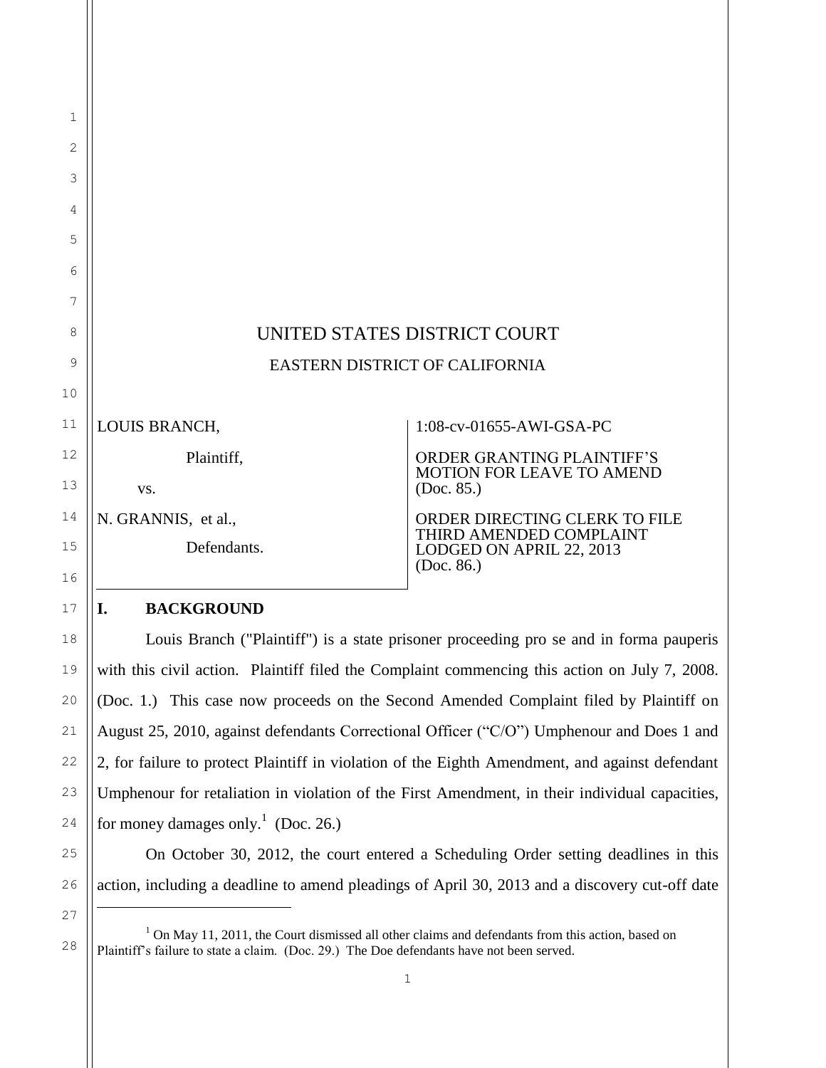UNITED STATES DISTRICT COURT

EASTERN DISTRICT OF CALIFORNIA

| | |
|---|---|
| LOUIS BRANCH,<br><br>Plaintiff,<br><br>vs.<br><br>N. GRANNIS, et al.,<br><br>Defendants. | 1:08-cv-01655-AWI-GSA-PC<br><br>ORDER GRANTING PLAINTIFF'S MOTION FOR LEAVE TO AMEND (Doc. 85.)<br><br>ORDER DIRECTING CLERK TO FILE THIRD AMENDED COMPLAINT LODGED ON APRIL 22, 2013 (Doc. 86.) |

## I. BACKGROUND

Louis Branch ("Plaintiff") is a state prisoner proceeding pro se and in forma pauperis with this civil action. Plaintiff filed the Complaint commencing this action on July 7, 2008. (Doc. 1.) This case now proceeds on the Second Amended Complaint filed by Plaintiff on August 25, 2010, against defendants Correctional Officer ("C/O") Umphenour and Does 1 and 2, for failure to protect Plaintiff in violation of the Eighth Amendment, and against defendant Umphenour for retaliation in violation of the First Amendment, in their individual capacities, for money damages only.[1] (Doc. 26.)

On October 30, 2012, the court entered a Scheduling Order setting deadlines in this action, including a deadline to amend pleadings of April 30, 2013 and a discovery cut-off date

[1] On May 11, 2011, the Court dismissed all other claims and defendants from this action, based on Plaintiff's failure to state a claim. (Doc. 29.) The Doe defendants have not been served.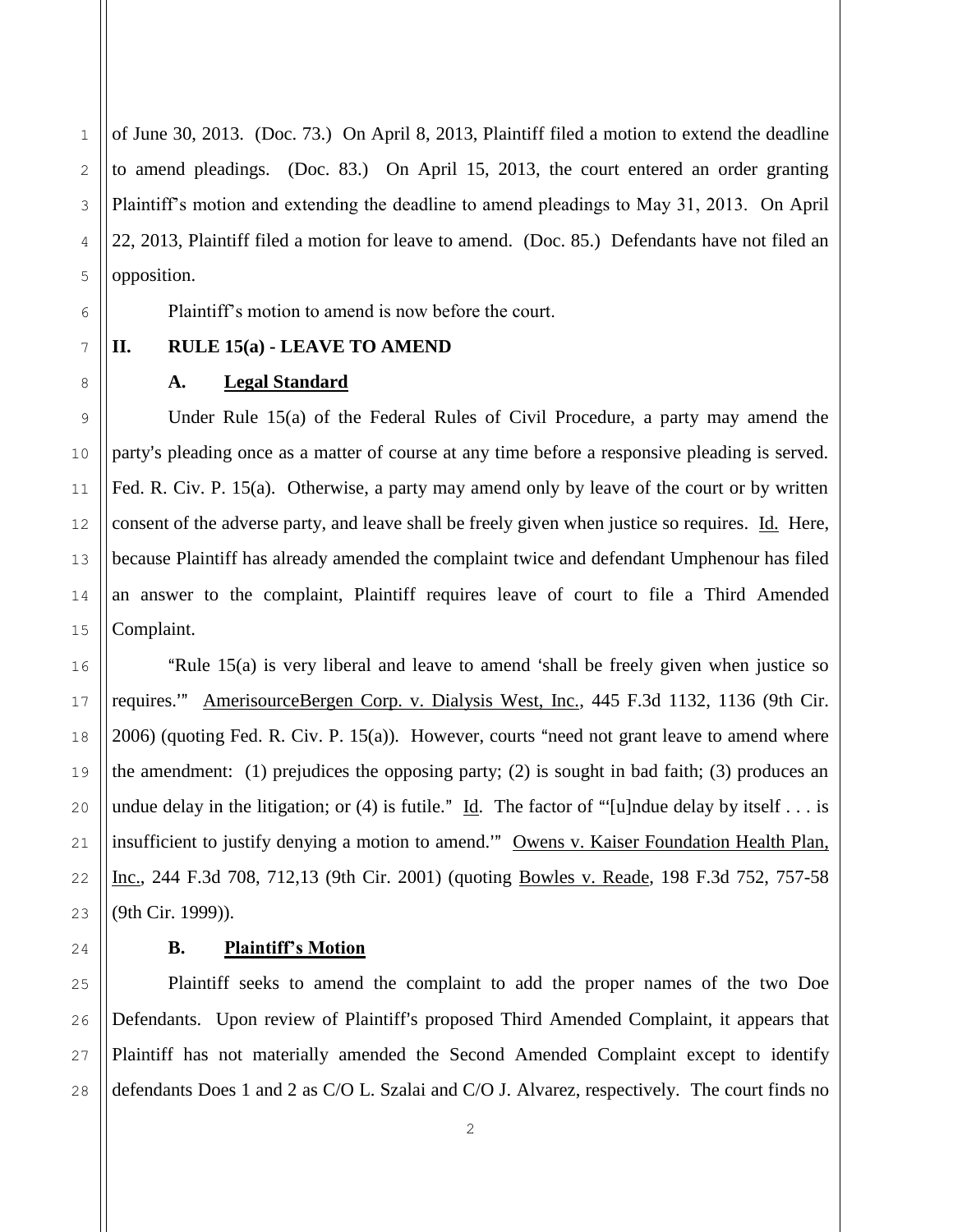of June 30, 2013. (Doc. 73.) On April 8, 2013, Plaintiff filed a motion to extend the deadline to amend pleadings. (Doc. 83.) On April 15, 2013, the court entered an order granting Plaintiff's motion and extending the deadline to amend pleadings to May 31, 2013. On April 22, 2013, Plaintiff filed a motion for leave to amend. (Doc. 85.) Defendants have not filed an opposition.

Plaintiff's motion to amend is now before the court.

## II. RULE 15(a) - LEAVE TO AMEND

### A. Legal Standard

Under Rule 15(a) of the Federal Rules of Civil Procedure, a party may amend the party's pleading once as a matter of course at any time before a responsive pleading is served. Fed. R. Civ. P. 15(a). Otherwise, a party may amend only by leave of the court or by written consent of the adverse party, and leave shall be freely given when justice so requires. Id. Here, because Plaintiff has already amended the complaint twice and defendant Umphenour has filed an answer to the complaint, Plaintiff requires leave of court to file a Third Amended Complaint.

"Rule 15(a) is very liberal and leave to amend 'shall be freely given when justice so requires.'" AmerisourceBergen Corp. v. Dialysis West, Inc., 445 F.3d 1132, 1136 (9th Cir. 2006) (quoting Fed. R. Civ. P. 15(a)). However, courts "need not grant leave to amend where the amendment: (1) prejudices the opposing party; (2) is sought in bad faith; (3) produces an undue delay in the litigation; or (4) is futile." Id. The factor of "'[u]ndue delay by itself . . . is insufficient to justify denying a motion to amend.'" Owens v. Kaiser Foundation Health Plan, Inc., 244 F.3d 708, 712,13 (9th Cir. 2001) (quoting Bowles v. Reade, 198 F.3d 752, 757-58 (9th Cir. 1999)).

### B. Plaintiff's Motion

Plaintiff seeks to amend the complaint to add the proper names of the two Doe Defendants. Upon review of Plaintiff's proposed Third Amended Complaint, it appears that Plaintiff has not materially amended the Second Amended Complaint except to identify defendants Does 1 and 2 as C/O L. Szalai and C/O J. Alvarez, respectively. The court finds no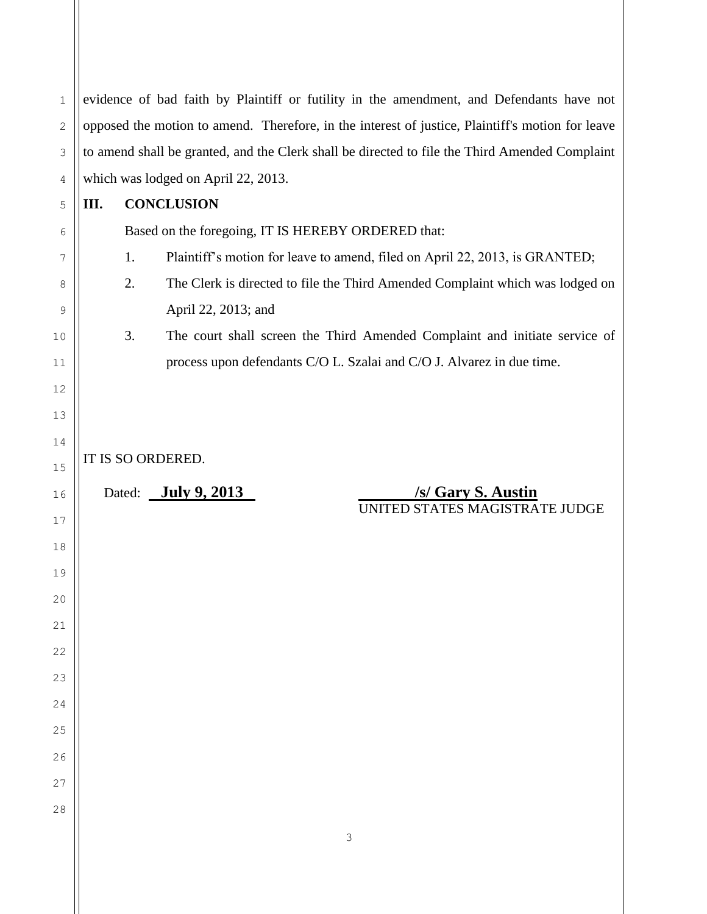evidence of bad faith by Plaintiff or futility in the amendment, and Defendants have not opposed the motion to amend. Therefore, in the interest of justice, Plaintiff's motion for leave to amend shall be granted, and the Clerk shall be directed to file the Third Amended Complaint which was lodged on April 22, 2013.

## III. CONCLUSION

Based on the foregoing, IT IS HEREBY ORDERED that:

1. Plaintiff's motion for leave to amend, filed on April 22, 2013, is GRANTED;
2. The Clerk is directed to file the Third Amended Complaint which was lodged on April 22, 2013; and
3. The court shall screen the Third Amended Complaint and initiate service of process upon defendants C/O L. Szalai and C/O J. Alvarez in due time.

IT IS SO ORDERED.

Dated: **July 9, 2013**

**/s/ Gary S. Austin**
UNITED STATES MAGISTRATE JUDGE